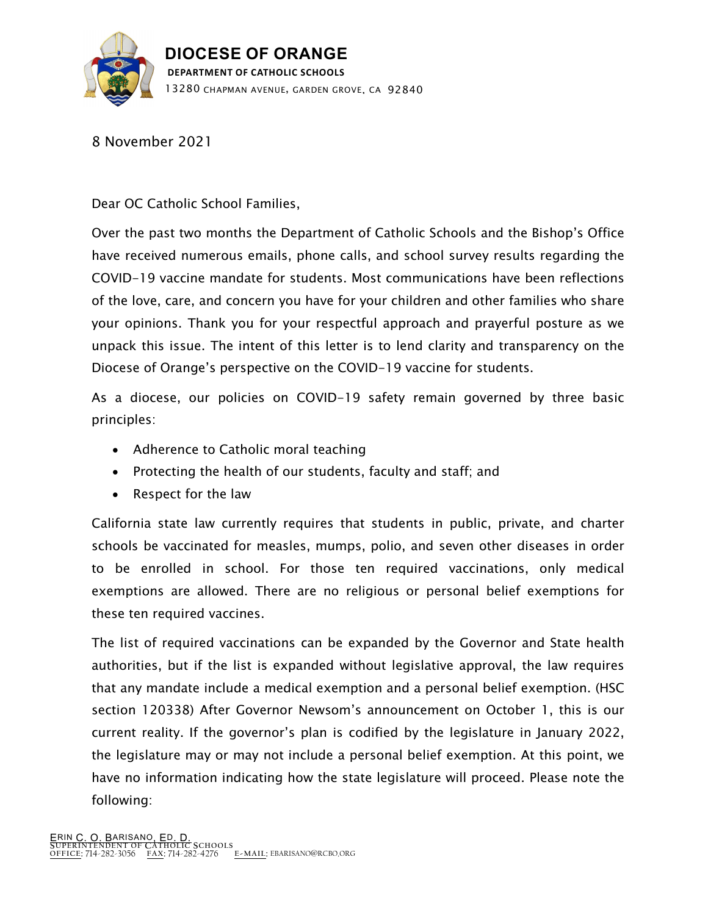# DIOCESE OF ORANGE

**DEPARTMENT OF CATHOLIC SCHOOLS**

13280 CHAPMAN AVENUE, GARDEN GROVE, CA 92840

8 November 2021

Dear OC Catholic School Families,

Over the past two months the Department of Catholic Schools and the Bishop's Office have received numerous emails, phone calls, and school survey results regarding the COVID-19 vaccine mandate for students. Most communications have been reflections of the love, care, and concern you have for your children and other families who share your opinions. Thank you for your respectful approach and prayerful posture as we unpack this issue. The intent of this letter is to lend clarity and transparency on the Diocese of Orange's perspective on the COVID-19 vaccine for students.

As a diocese, our policies on COVID-19 safety remain governed by three basic principles:

- Adherence to Catholic moral teaching
- Protecting the health of our students, faculty and staff; and
- Respect for the law

California state law currently requires that students in public, private, and charter schools be vaccinated for measles, mumps, polio, and seven other diseases in order to be enrolled in school. For those ten required vaccinations, only medical exemptions are allowed. There are no religious or personal belief exemptions for these ten required vaccines.

The list of required vaccinations can be expanded by the Governor and State health authorities, but if the list is expanded without legislative approval, the law requires that any mandate include a medical exemption and a personal belief exemption. (HSC section 120338) After Governor Newsom's announcement on October 1, this is our current reality. If the governor's plan is codified by the legislature in January 2022, the legislature may or may not include a personal belief exemption. At this point, we have no information indicating how the state legislature will proceed. Please note the following:

ERIN C. O. BARISANO, ED. D.
SUPERINTENDENT OF CATHOLIC SCHOOLS
OFFICE: 714-282-3056 FAX: 714-282-4276 E-MAIL: EBARISANO@RCBO.ORG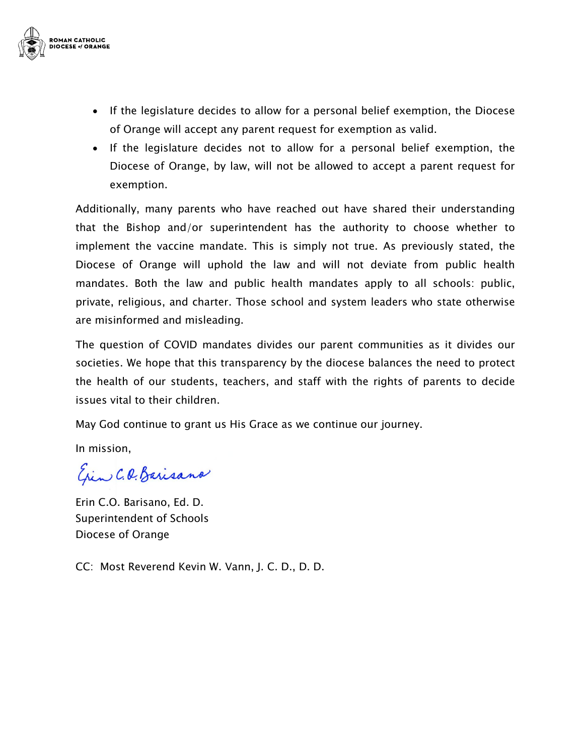- If the legislature decides to allow for a personal belief exemption, the Diocese of Orange will accept any parent request for exemption as valid.
- If the legislature decides not to allow for a personal belief exemption, the Diocese of Orange, by law, will not be allowed to accept a parent request for exemption.

Additionally, many parents who have reached out have shared their understanding that the Bishop and/or superintendent has the authority to choose whether to implement the vaccine mandate. This is simply not true. As previously stated, the Diocese of Orange will uphold the law and will not deviate from public health mandates. Both the law and public health mandates apply to all schools: public, private, religious, and charter. Those school and system leaders who state otherwise are misinformed and misleading.

The question of COVID mandates divides our parent communities as it divides our societies. We hope that this transparency by the diocese balances the need to protect the health of our students, teachers, and staff with the rights of parents to decide issues vital to their children.

May God continue to grant us His Grace as we continue our journey.

In mission,

Erin C.O. Barisano

Erin C.O. Barisano, Ed. D.
Superintendent of Schools
Diocese of Orange

CC: Most Reverend Kevin W. Vann, J. C. D., D. D.